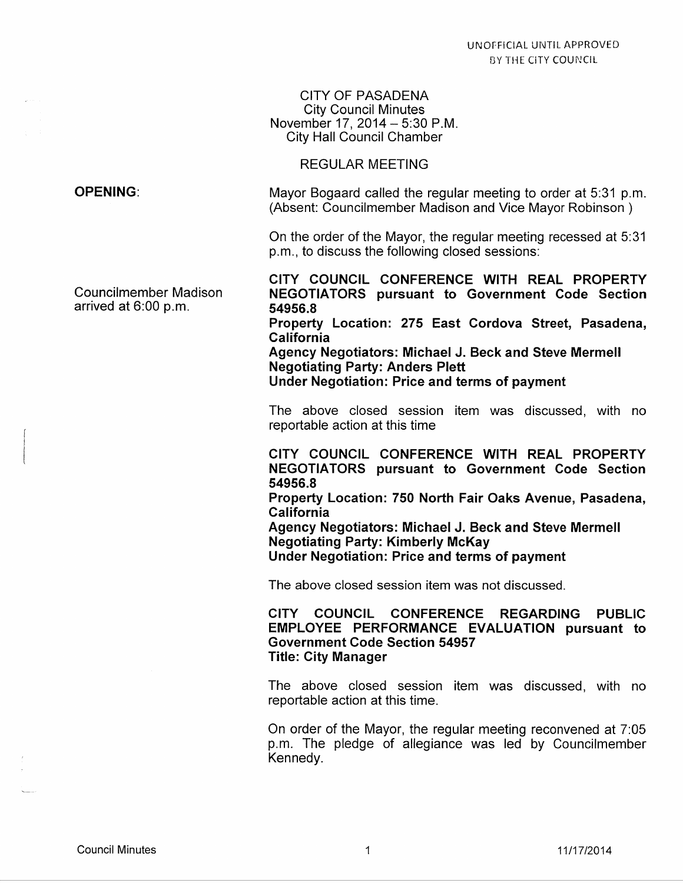UNOFFICIAL UNTIL APPROVED BY THE CITY COUNCIL

CITY OF PASADENA
City Council Minutes
November 17, 2014 – 5:30 P.M.
City Hall Council Chamber

REGULAR MEETING

**OPENING:**

Mayor Bogaard called the regular meeting to order at 5:31 p.m. (Absent: Councilmember Madison and Vice Mayor Robinson )

On the order of the Mayor, the regular meeting recessed at 5:31 p.m., to discuss the following closed sessions:

Councilmember Madison arrived at 6:00 p.m.

**CITY COUNCIL CONFERENCE WITH REAL PROPERTY NEGOTIATORS pursuant to Government Code Section 54956.8**
**Property Location: 275 East Cordova Street, Pasadena, California**
**Agency Negotiators: Michael J. Beck and Steve Mermell**
**Negotiating Party: Anders Plett**
**Under Negotiation: Price and terms of payment**

The above closed session item was discussed, with no reportable action at this time

**CITY COUNCIL CONFERENCE WITH REAL PROPERTY NEGOTIATORS pursuant to Government Code Section 54956.8**
**Property Location: 750 North Fair Oaks Avenue, Pasadena, California**
**Agency Negotiators: Michael J. Beck and Steve Mermell**
**Negotiating Party: Kimberly McKay**
**Under Negotiation: Price and terms of payment**

The above closed session item was not discussed.

**CITY COUNCIL CONFERENCE REGARDING PUBLIC EMPLOYEE PERFORMANCE EVALUATION pursuant to Government Code Section 54957**
**Title: City Manager**

The above closed session item was discussed, with no reportable action at this time.

On order of the Mayor, the regular meeting reconvened at 7:05 p.m. The pledge of allegiance was led by Councilmember Kennedy.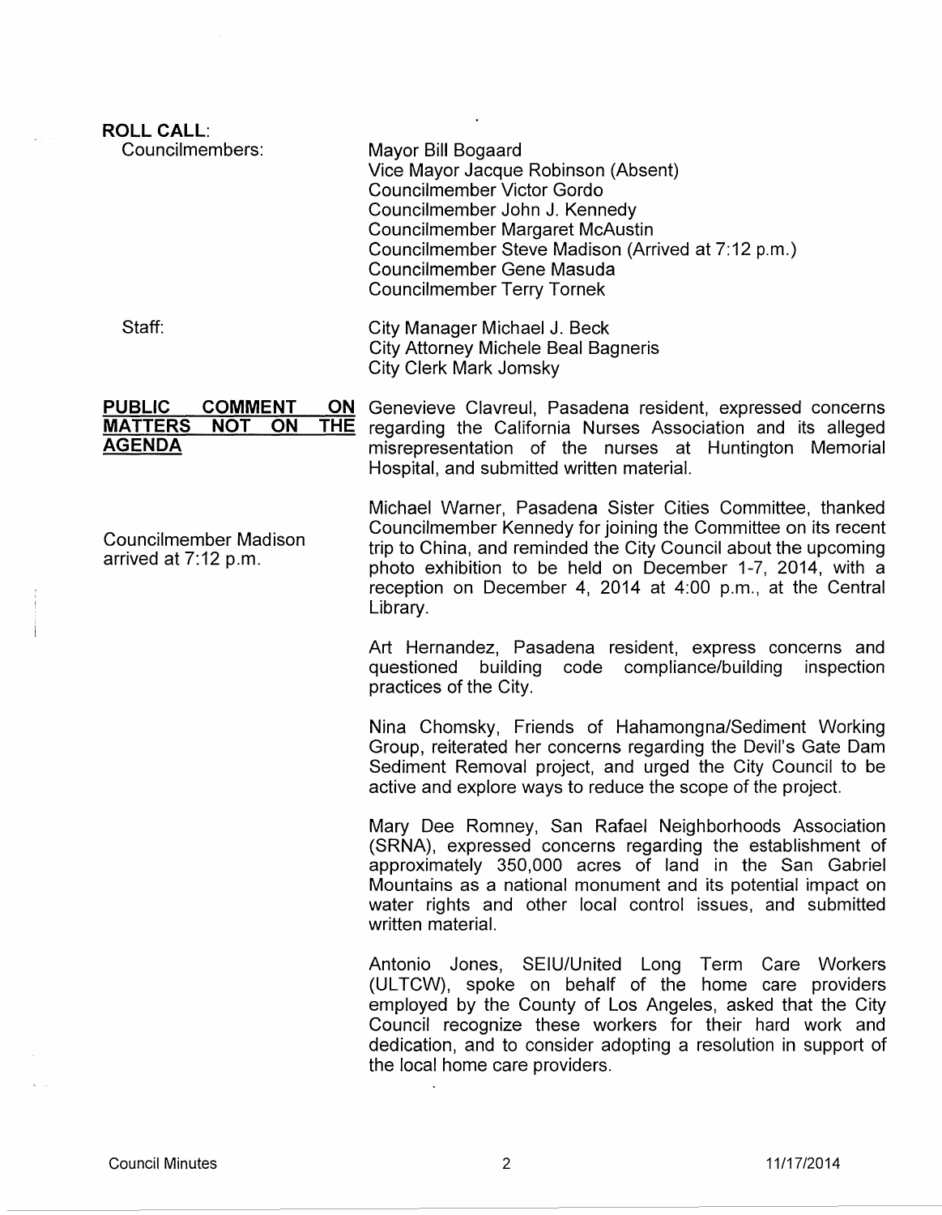**ROLL CALL:**

Councilmembers:

Mayor Bill Bogaard
Vice Mayor Jacque Robinson (Absent)
Councilmember Victor Gordo
Councilmember John J. Kennedy
Councilmember Margaret McAustin
Councilmember Steve Madison (Arrived at 7:12 p.m.)
Councilmember Gene Masuda
Councilmember Terry Tornek

Staff:

City Manager Michael J. Beck
City Attorney Michele Beal Bagneris
City Clerk Mark Jomsky

**PUBLIC COMMENT ON MATTERS NOT ON THE AGENDA**

Genevieve Clavreul, Pasadena resident, expressed concerns regarding the California Nurses Association and its alleged misrepresentation of the nurses at Huntington Memorial Hospital, and submitted written material.

Councilmember Madison arrived at 7:12 p.m.

Michael Warner, Pasadena Sister Cities Committee, thanked Councilmember Kennedy for joining the Committee on its recent trip to China, and reminded the City Council about the upcoming photo exhibition to be held on December 1-7, 2014, with a reception on December 4, 2014 at 4:00 p.m., at the Central Library.

Art Hernandez, Pasadena resident, express concerns and questioned building code compliance/building inspection practices of the City.

Nina Chomsky, Friends of Hahamongna/Sediment Working Group, reiterated her concerns regarding the Devil's Gate Dam Sediment Removal project, and urged the City Council to be active and explore ways to reduce the scope of the project.

Mary Dee Romney, San Rafael Neighborhoods Association (SRNA), expressed concerns regarding the establishment of approximately 350,000 acres of land in the San Gabriel Mountains as a national monument and its potential impact on water rights and other local control issues, and submitted written material.

Antonio Jones, SEIU/United Long Term Care Workers (ULTCW), spoke on behalf of the home care providers employed by the County of Los Angeles, asked that the City Council recognize these workers for their hard work and dedication, and to consider adopting a resolution in support of the local home care providers.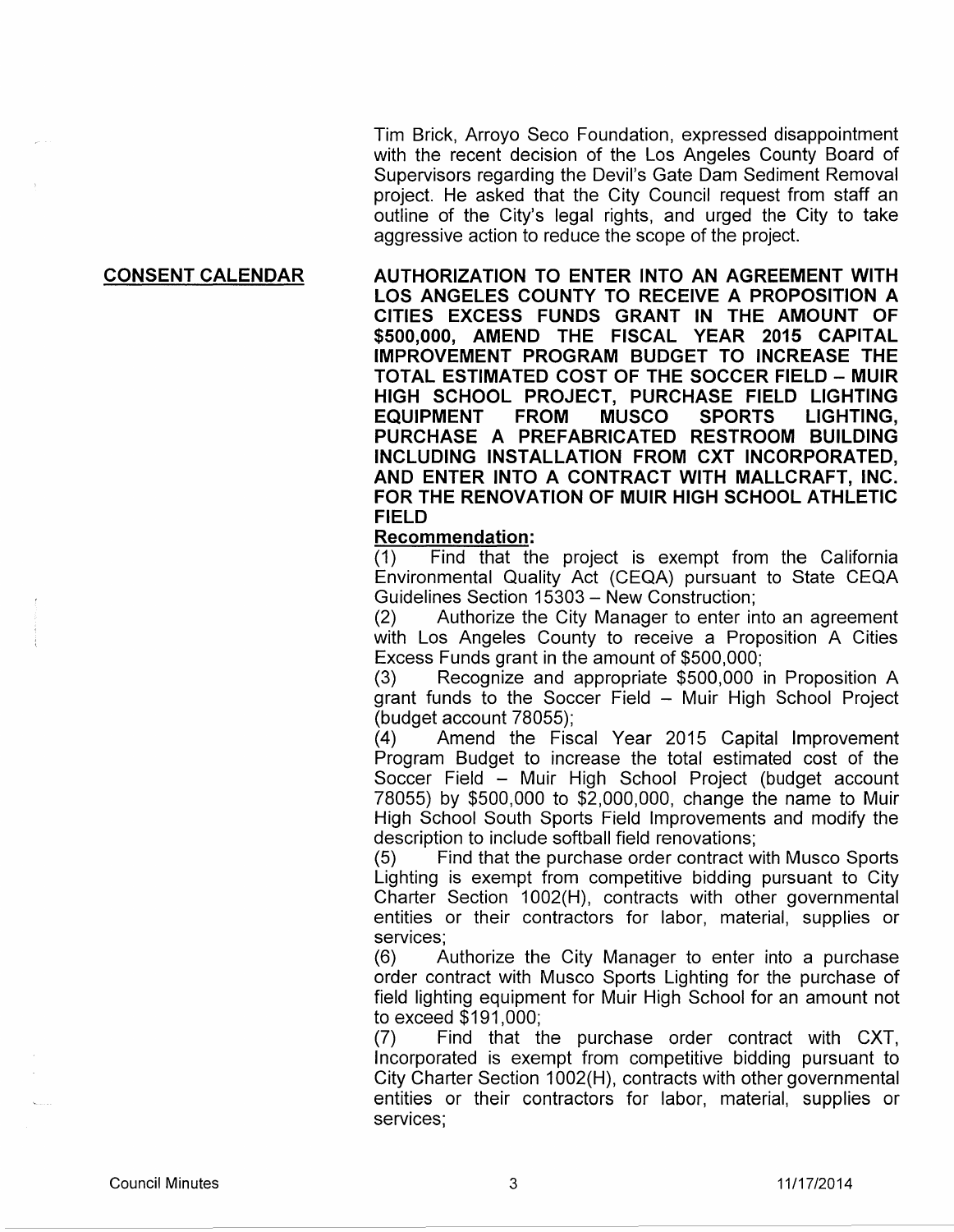Tim Brick, Arroyo Seco Foundation, expressed disappointment with the recent decision of the Los Angeles County Board of Supervisors regarding the Devil's Gate Dam Sediment Removal project. He asked that the City Council request from staff an outline of the City's legal rights, and urged the City to take aggressive action to reduce the scope of the project.

**CONSENT CALENDAR**

**AUTHORIZATION TO ENTER INTO AN AGREEMENT WITH LOS ANGELES COUNTY TO RECEIVE A PROPOSITION A CITIES EXCESS FUNDS GRANT IN THE AMOUNT OF $500,000, AMEND THE FISCAL YEAR 2015 CAPITAL IMPROVEMENT PROGRAM BUDGET TO INCREASE THE TOTAL ESTIMATED COST OF THE SOCCER FIELD – MUIR HIGH SCHOOL PROJECT, PURCHASE FIELD LIGHTING EQUIPMENT FROM MUSCO SPORTS LIGHTING, PURCHASE A PREFABRICATED RESTROOM BUILDING INCLUDING INSTALLATION FROM CXT INCORPORATED, AND ENTER INTO A CONTRACT WITH MALLCRAFT, INC. FOR THE RENOVATION OF MUIR HIGH SCHOOL ATHLETIC FIELD**

**Recommendation:**

(1) Find that the project is exempt from the California Environmental Quality Act (CEQA) pursuant to State CEQA Guidelines Section 15303 – New Construction;

(2) Authorize the City Manager to enter into an agreement with Los Angeles County to receive a Proposition A Cities Excess Funds grant in the amount of $500,000;

(3) Recognize and appropriate $500,000 in Proposition A grant funds to the Soccer Field – Muir High School Project (budget account 78055);

(4) Amend the Fiscal Year 2015 Capital Improvement Program Budget to increase the total estimated cost of the Soccer Field – Muir High School Project (budget account 78055) by $500,000 to $2,000,000, change the name to Muir High School South Sports Field Improvements and modify the description to include softball field renovations;

(5) Find that the purchase order contract with Musco Sports Lighting is exempt from competitive bidding pursuant to City Charter Section 1002(H), contracts with other governmental entities or their contractors for labor, material, supplies or services;

(6) Authorize the City Manager to enter into a purchase order contract with Musco Sports Lighting for the purchase of field lighting equipment for Muir High School for an amount not to exceed $191,000;

(7) Find that the purchase order contract with CXT, Incorporated is exempt from competitive bidding pursuant to City Charter Section 1002(H), contracts with other governmental entities or their contractors for labor, material, supplies or services;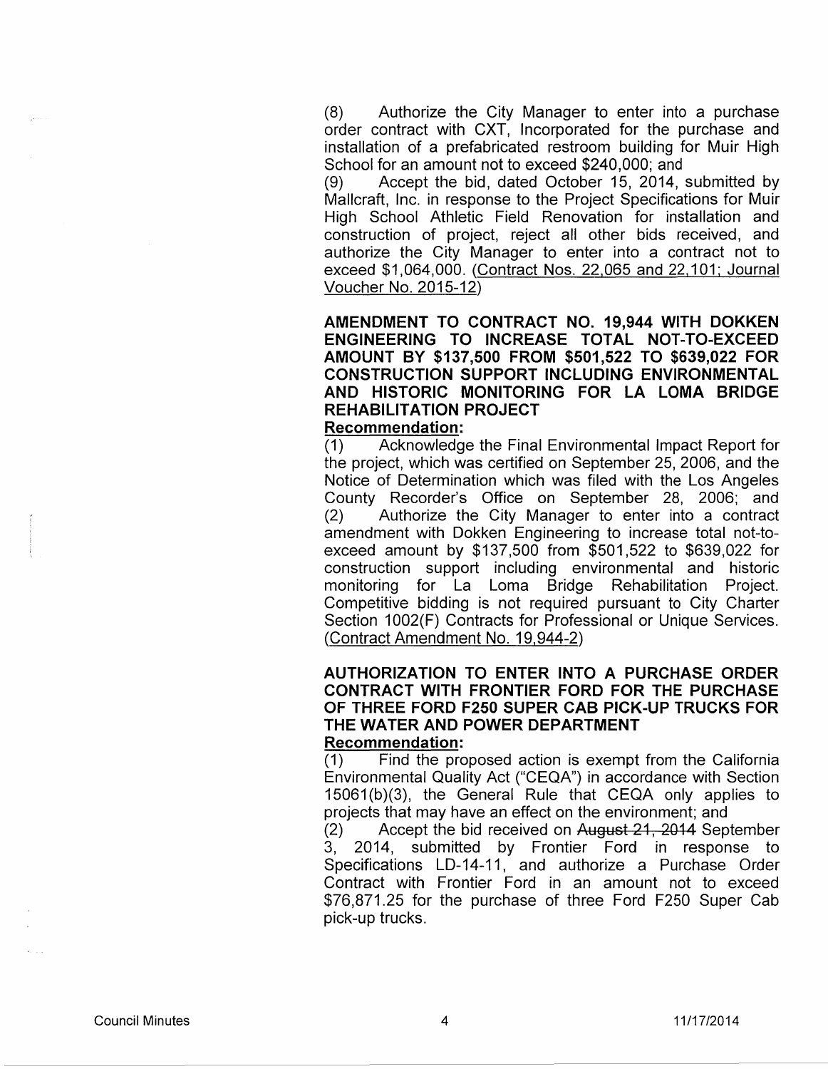(8) Authorize the City Manager to enter into a purchase order contract with CXT, Incorporated for the purchase and installation of a prefabricated restroom building for Muir High School for an amount not to exceed $240,000; and

(9) Accept the bid, dated October 15, 2014, submitted by Mallcraft, Inc. in response to the Project Specifications for Muir High School Athletic Field Renovation for installation and construction of project, reject all other bids received, and authorize the City Manager to enter into a contract not to exceed $1,064,000. (Contract Nos. 22,065 and 22,101; Journal Voucher No. 2015-12)

**AMENDMENT TO CONTRACT NO. 19,944 WITH DOKKEN ENGINEERING TO INCREASE TOTAL NOT-TO-EXCEED AMOUNT BY $137,500 FROM $501,522 TO $639,022 FOR CONSTRUCTION SUPPORT INCLUDING ENVIRONMENTAL AND HISTORIC MONITORING FOR LA LOMA BRIDGE REHABILITATION PROJECT**

**Recommendation:**

(1) Acknowledge the Final Environmental Impact Report for the project, which was certified on September 25, 2006, and the Notice of Determination which was filed with the Los Angeles County Recorder's Office on September 28, 2006; and

(2) Authorize the City Manager to enter into a contract amendment with Dokken Engineering to increase total not-to-exceed amount by $137,500 from $501,522 to $639,022 for construction support including environmental and historic monitoring for La Loma Bridge Rehabilitation Project. Competitive bidding is not required pursuant to City Charter Section 1002(F) Contracts for Professional or Unique Services. (Contract Amendment No. 19,944-2)

**AUTHORIZATION TO ENTER INTO A PURCHASE ORDER CONTRACT WITH FRONTIER FORD FOR THE PURCHASE OF THREE FORD F250 SUPER CAB PICK-UP TRUCKS FOR THE WATER AND POWER DEPARTMENT**

**Recommendation:**

(1) Find the proposed action is exempt from the California Environmental Quality Act ("CEQA") in accordance with Section 15061(b)(3), the General Rule that CEQA only applies to projects that may have an effect on the environment; and

(2) Accept the bid received on ~~August 21, 2014~~ September 3, 2014, submitted by Frontier Ford in response to Specifications LD-14-11, and authorize a Purchase Order Contract with Frontier Ford in an amount not to exceed $76,871.25 for the purchase of three Ford F250 Super Cab pick-up trucks.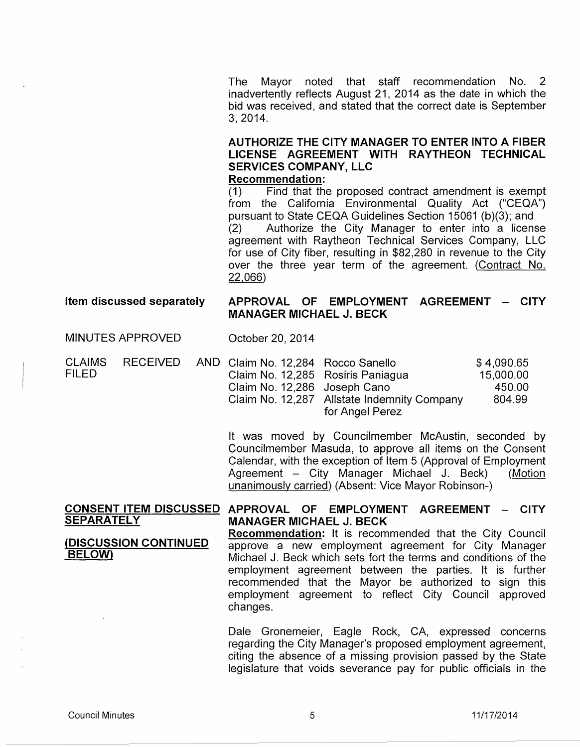The Mayor noted that staff recommendation No. 2 inadvertently reflects August 21, 2014 as the date in which the bid was received, and stated that the correct date is September 3, 2014.

**AUTHORIZE THE CITY MANAGER TO ENTER INTO A FIBER LICENSE AGREEMENT WITH RAYTHEON TECHNICAL SERVICES COMPANY, LLC**

**Recommendation:**

(1) Find that the proposed contract amendment is exempt from the California Environmental Quality Act ("CEQA") pursuant to State CEQA Guidelines Section 15061 (b)(3); and

(2) Authorize the City Manager to enter into a license agreement with Raytheon Technical Services Company, LLC for use of City fiber, resulting in $82,280 in revenue to the City over the three year term of the agreement. (Contract No. 22,066)

**Item discussed separately** — **APPROVAL OF EMPLOYMENT AGREEMENT – CITY MANAGER MICHAEL J. BECK**

MINUTES APPROVED — October 20, 2014

CLAIMS RECEIVED AND FILED

| | | |
|---|---|---|
| Claim No. 12,284 | Rocco Sanello | $ 4,090.65 |
| Claim No. 12,285 | Rosiris Paniagua | 15,000.00 |
| Claim No. 12,286 | Joseph Cano | 450.00 |
| Claim No. 12,287 | Allstate Indemnity Company for Angel Perez | 804.99 |

It was moved by Councilmember McAustin, seconded by Councilmember Masuda, to approve all items on the Consent Calendar, with the exception of Item 5 (Approval of Employment Agreement – City Manager Michael J. Beck) (Motion unanimously carried) (Absent: Vice Mayor Robinson-)

**CONSENT ITEM DISCUSSED SEPARATELY**

**(DISCUSSION CONTINUED BELOW)**

**APPROVAL OF EMPLOYMENT AGREEMENT – CITY MANAGER MICHAEL J. BECK**

**Recommendation:** It is recommended that the City Council approve a new employment agreement for City Manager Michael J. Beck which sets fort the terms and conditions of the employment agreement between the parties. It is further recommended that the Mayor be authorized to sign this employment agreement to reflect City Council approved changes.

Dale Gronemeier, Eagle Rock, CA, expressed concerns regarding the City Manager's proposed employment agreement, citing the absence of a missing provision passed by the State legislature that voids severance pay for public officials in the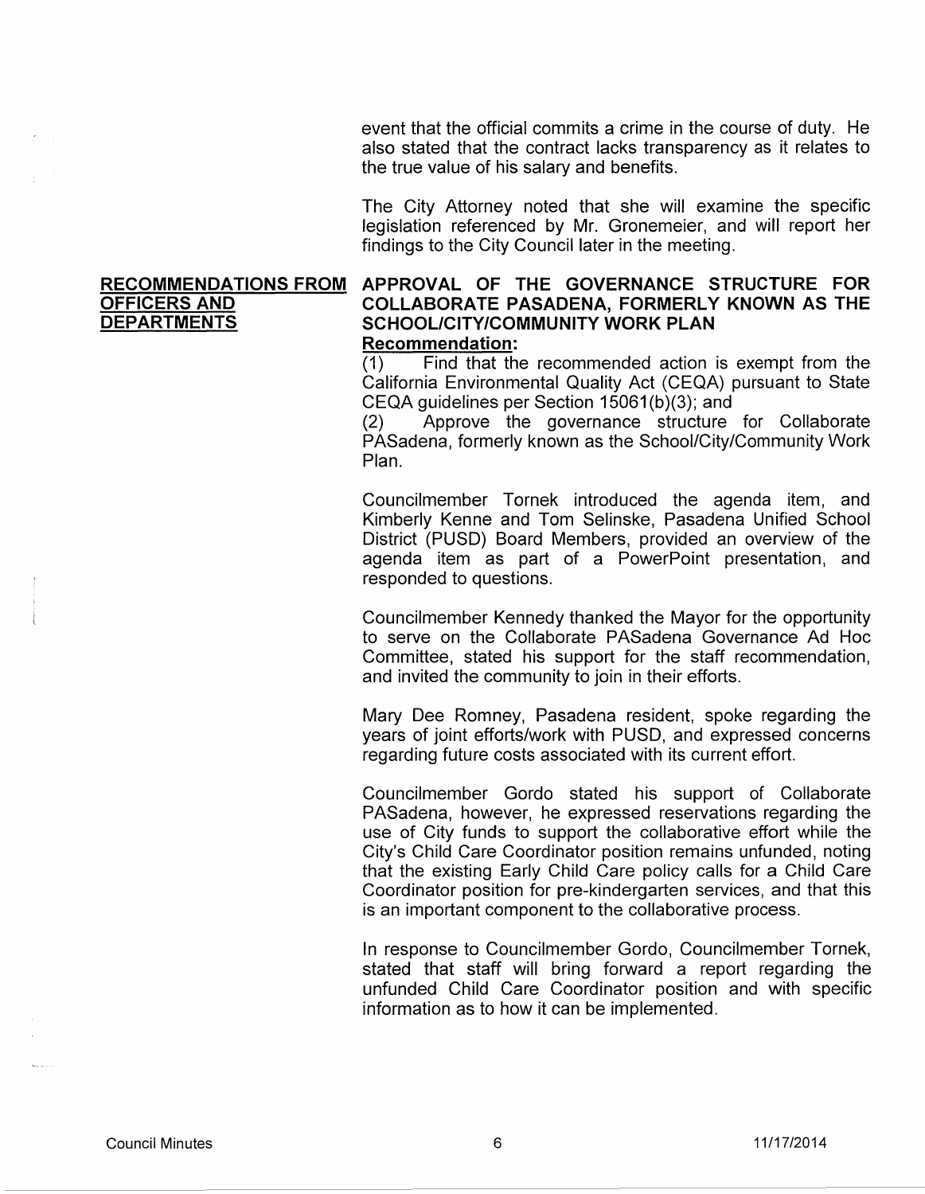event that the official commits a crime in the course of duty. He also stated that the contract lacks transparency as it relates to the true value of his salary and benefits.

The City Attorney noted that she will examine the specific legislation referenced by Mr. Gronemeier, and will report her findings to the City Council later in the meeting.

## RECOMMENDATIONS FROM OFFICERS AND DEPARTMENTS

**APPROVAL OF THE GOVERNANCE STRUCTURE FOR COLLABORATE PASADENA, FORMERLY KNOWN AS THE SCHOOL/CITY/COMMUNITY WORK PLAN**

**Recommendation:**

(1) Find that the recommended action is exempt from the California Environmental Quality Act (CEQA) pursuant to State CEQA guidelines per Section 15061(b)(3); and

(2) Approve the governance structure for Collaborate PASadena, formerly known as the School/City/Community Work Plan.

Councilmember Tornek introduced the agenda item, and Kimberly Kenne and Tom Selinske, Pasadena Unified School District (PUSD) Board Members, provided an overview of the agenda item as part of a PowerPoint presentation, and responded to questions.

Councilmember Kennedy thanked the Mayor for the opportunity to serve on the Collaborate PASadena Governance Ad Hoc Committee, stated his support for the staff recommendation, and invited the community to join in their efforts.

Mary Dee Romney, Pasadena resident, spoke regarding the years of joint efforts/work with PUSD, and expressed concerns regarding future costs associated with its current effort.

Councilmember Gordo stated his support of Collaborate PASadena, however, he expressed reservations regarding the use of City funds to support the collaborative effort while the City's Child Care Coordinator position remains unfunded, noting that the existing Early Child Care policy calls for a Child Care Coordinator position for pre-kindergarten services, and that this is an important component to the collaborative process.

In response to Councilmember Gordo, Councilmember Tornek, stated that staff will bring forward a report regarding the unfunded Child Care Coordinator position and with specific information as to how it can be implemented.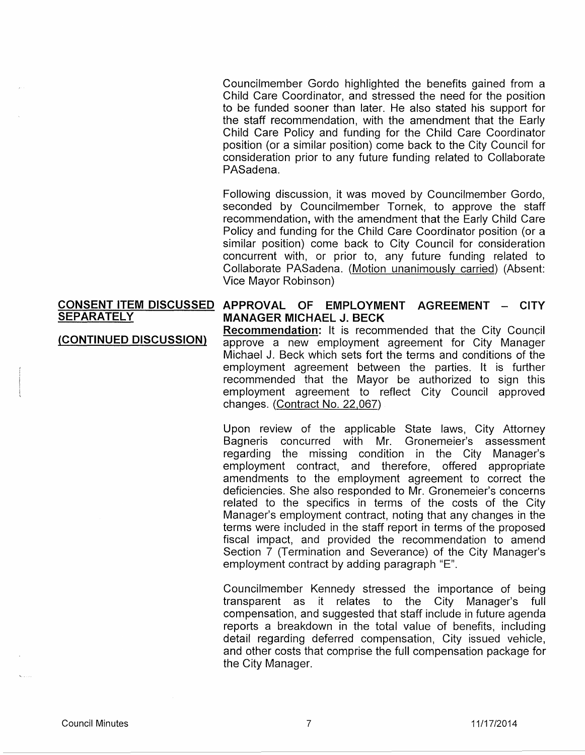Councilmember Gordo highlighted the benefits gained from a Child Care Coordinator, and stressed the need for the position to be funded sooner than later. He also stated his support for the staff recommendation, with the amendment that the Early Child Care Policy and funding for the Child Care Coordinator position (or a similar position) come back to the City Council for consideration prior to any future funding related to Collaborate PASadena.

Following discussion, it was moved by Councilmember Gordo, seconded by Councilmember Tornek, to approve the staff recommendation, with the amendment that the Early Child Care Policy and funding for the Child Care Coordinator position (or a similar position) come back to City Council for consideration concurrent with, or prior to, any future funding related to Collaborate PASadena. (Motion unanimously carried) (Absent: Vice Mayor Robinson)

**CONSENT ITEM DISCUSSED SEPARATELY**

**(CONTINUED DISCUSSION)**

**APPROVAL OF EMPLOYMENT AGREEMENT – CITY MANAGER MICHAEL J. BECK**

**Recommendation:** It is recommended that the City Council approve a new employment agreement for City Manager Michael J. Beck which sets fort the terms and conditions of the employment agreement between the parties. It is further recommended that the Mayor be authorized to sign this employment agreement to reflect City Council approved changes. (Contract No. 22,067)

Upon review of the applicable State laws, City Attorney Bagneris concurred with Mr. Gronemeier's assessment regarding the missing condition in the City Manager's employment contract, and therefore, offered appropriate amendments to the employment agreement to correct the deficiencies. She also responded to Mr. Gronemeier's concerns related to the specifics in terms of the costs of the City Manager's employment contract, noting that any changes in the terms were included in the staff report in terms of the proposed fiscal impact, and provided the recommendation to amend Section 7 (Termination and Severance) of the City Manager's employment contract by adding paragraph "E".

Councilmember Kennedy stressed the importance of being transparent as it relates to the City Manager's full compensation, and suggested that staff include in future agenda reports a breakdown in the total value of benefits, including detail regarding deferred compensation, City issued vehicle, and other costs that comprise the full compensation package for the City Manager.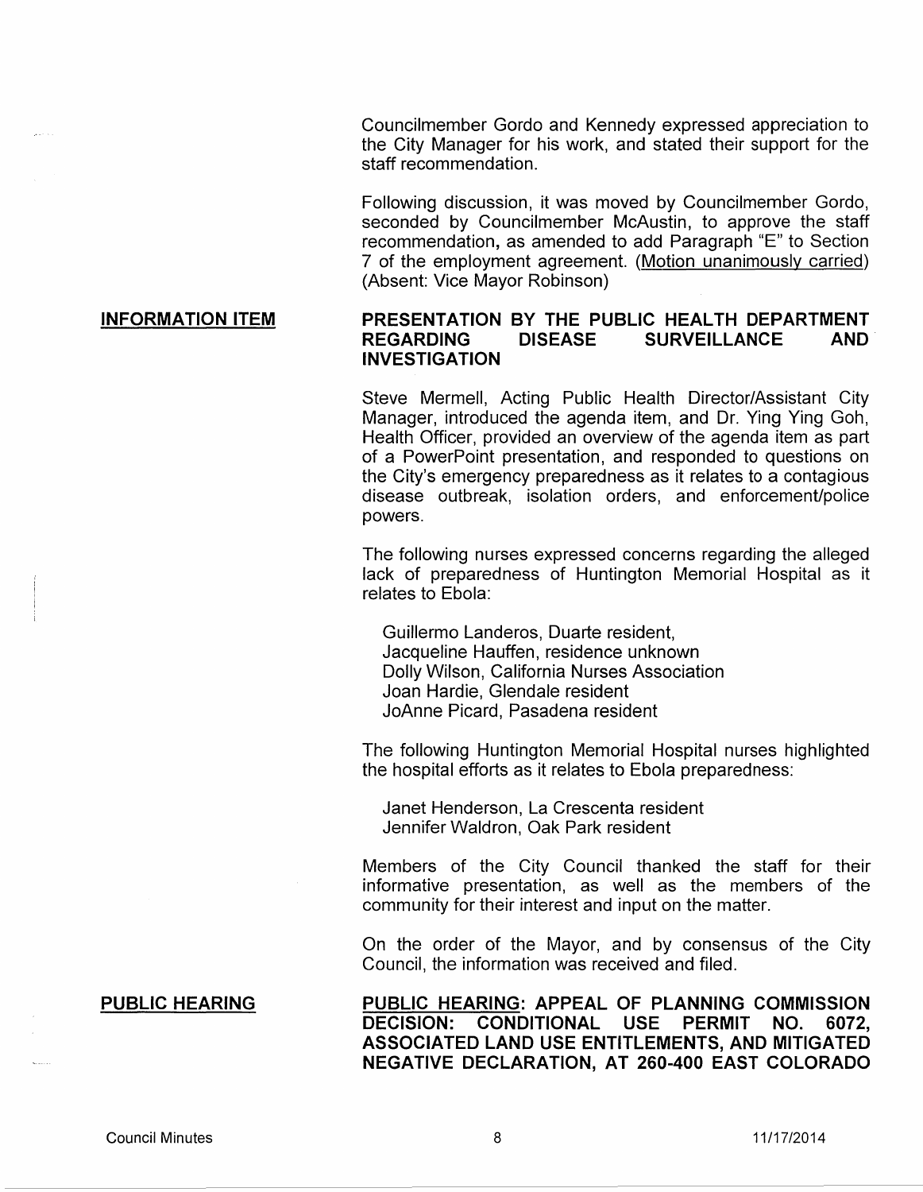Councilmember Gordo and Kennedy expressed appreciation to the City Manager for his work, and stated their support for the staff recommendation.

Following discussion, it was moved by Councilmember Gordo, seconded by Councilmember McAustin, to approve the staff recommendation, as amended to add Paragraph "E" to Section 7 of the employment agreement. (Motion unanimously carried) (Absent: Vice Mayor Robinson)

**INFORMATION ITEM**

**PRESENTATION BY THE PUBLIC HEALTH DEPARTMENT REGARDING DISEASE SURVEILLANCE AND INVESTIGATION**

Steve Mermell, Acting Public Health Director/Assistant City Manager, introduced the agenda item, and Dr. Ying Ying Goh, Health Officer, provided an overview of the agenda item as part of a PowerPoint presentation, and responded to questions on the City's emergency preparedness as it relates to a contagious disease outbreak, isolation orders, and enforcement/police powers.

The following nurses expressed concerns regarding the alleged lack of preparedness of Huntington Memorial Hospital as it relates to Ebola:

Guillermo Landeros, Duarte resident,
Jacqueline Hauffen, residence unknown
Dolly Wilson, California Nurses Association
Joan Hardie, Glendale resident
JoAnne Picard, Pasadena resident

The following Huntington Memorial Hospital nurses highlighted the hospital efforts as it relates to Ebola preparedness:

Janet Henderson, La Crescenta resident
Jennifer Waldron, Oak Park resident

Members of the City Council thanked the staff for their informative presentation, as well as the members of the community for their interest and input on the matter.

On the order of the Mayor, and by consensus of the City Council, the information was received and filed.

**PUBLIC HEARING**

**PUBLIC HEARING: APPEAL OF PLANNING COMMISSION DECISION: CONDITIONAL USE PERMIT NO. 6072, ASSOCIATED LAND USE ENTITLEMENTS, AND MITIGATED NEGATIVE DECLARATION, AT 260-400 EAST COLORADO**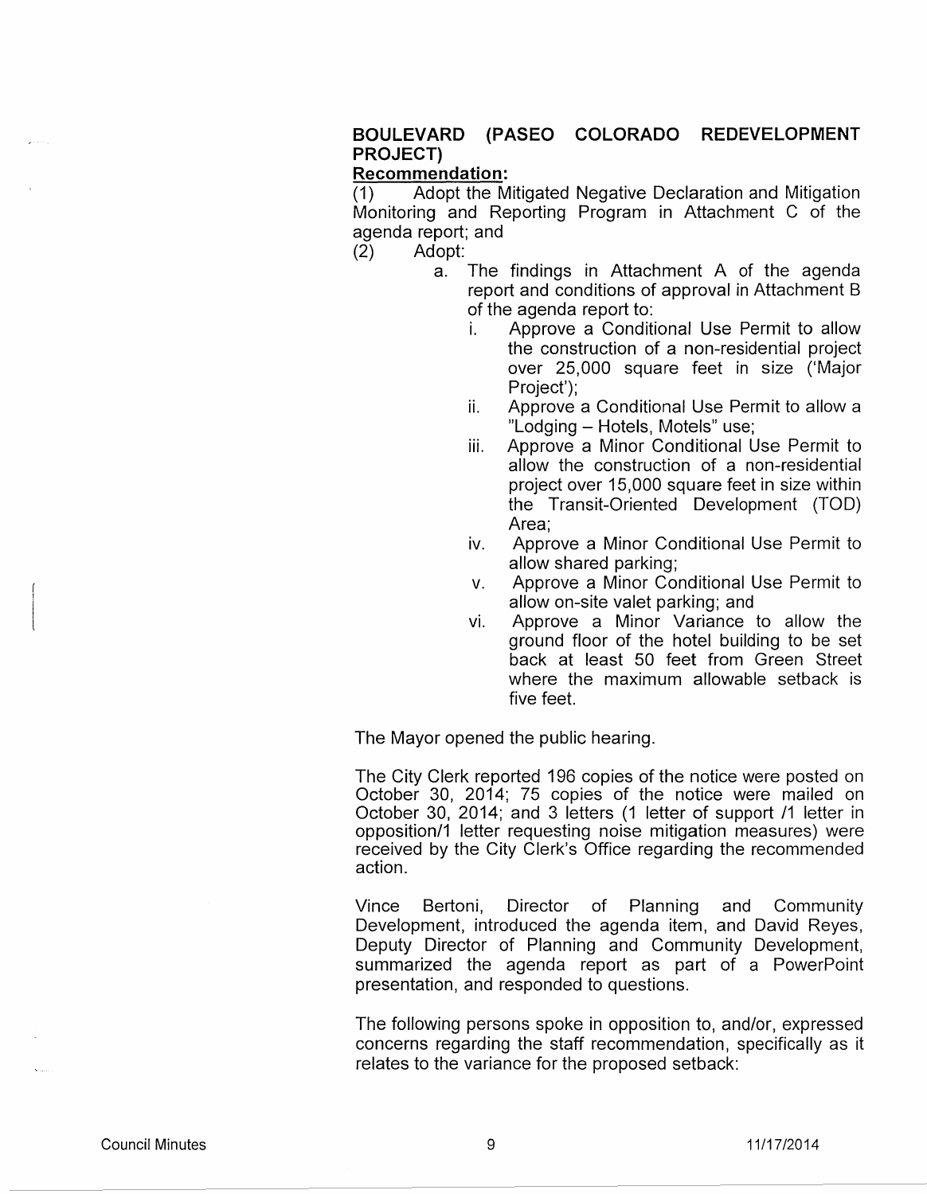**BOULEVARD (PASEO COLORADO REDEVELOPMENT PROJECT)**

**Recommendation:**

(1) Adopt the Mitigated Negative Declaration and Mitigation Monitoring and Reporting Program in Attachment C of the agenda report; and

(2) Adopt:

a. The findings in Attachment A of the agenda report and conditions of approval in Attachment B of the agenda report to:

i. Approve a Conditional Use Permit to allow the construction of a non-residential project over 25,000 square feet in size ('Major Project');

ii. Approve a Conditional Use Permit to allow a "Lodging – Hotels, Motels" use;

iii. Approve a Minor Conditional Use Permit to allow the construction of a non-residential project over 15,000 square feet in size within the Transit-Oriented Development (TOD) Area;

iv. Approve a Minor Conditional Use Permit to allow shared parking;

v. Approve a Minor Conditional Use Permit to allow on-site valet parking; and

vi. Approve a Minor Variance to allow the ground floor of the hotel building to be set back at least 50 feet from Green Street where the maximum allowable setback is five feet.

The Mayor opened the public hearing.

The City Clerk reported 196 copies of the notice were posted on October 30, 2014; 75 copies of the notice were mailed on October 30, 2014; and 3 letters (1 letter of support /1 letter in opposition/1 letter requesting noise mitigation measures) were received by the City Clerk's Office regarding the recommended action.

Vince Bertoni, Director of Planning and Community Development, introduced the agenda item, and David Reyes, Deputy Director of Planning and Community Development, summarized the agenda report as part of a PowerPoint presentation, and responded to questions.

The following persons spoke in opposition to, and/or, expressed concerns regarding the staff recommendation, specifically as it relates to the variance for the proposed setback: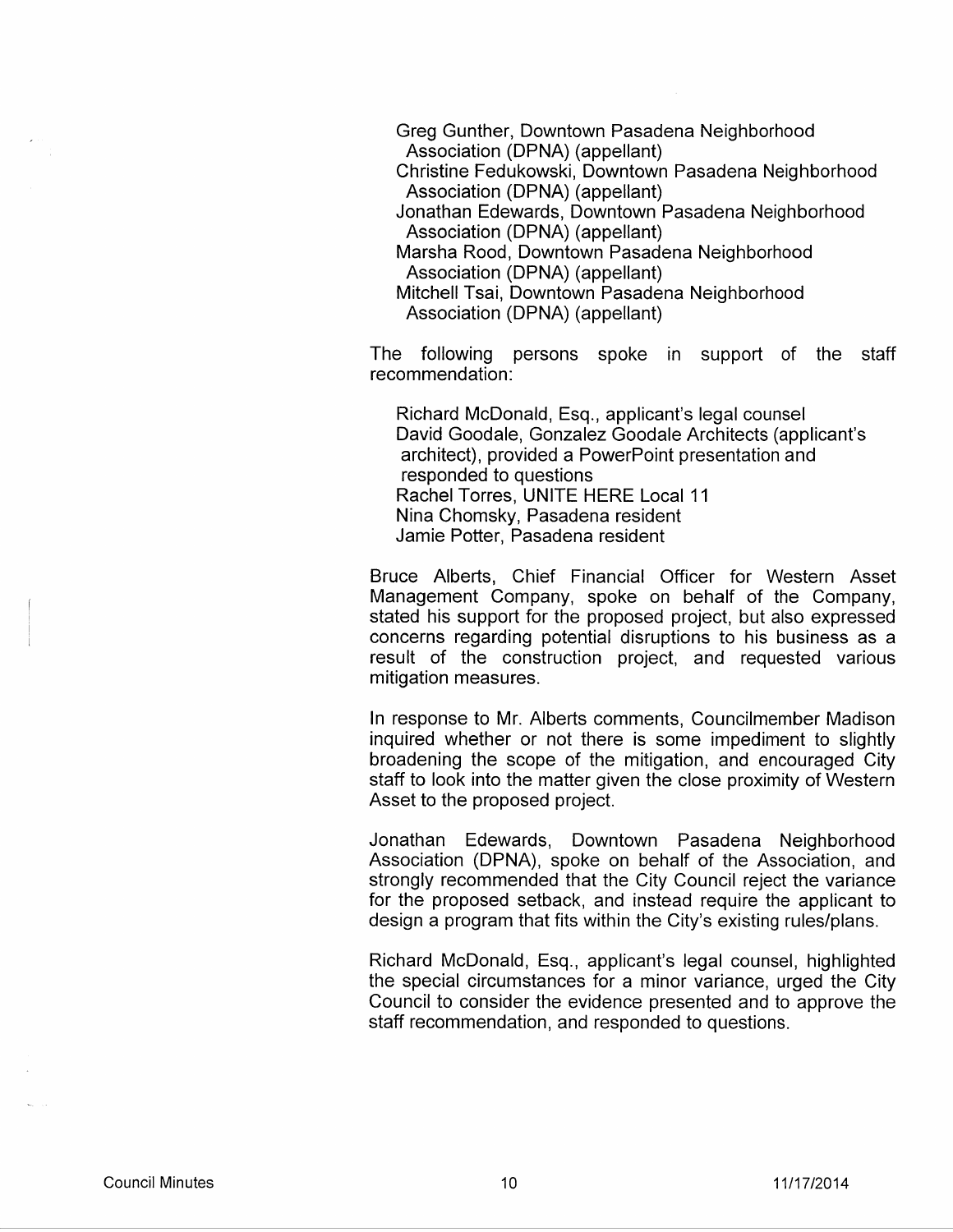Greg Gunther, Downtown Pasadena Neighborhood Association (DPNA) (appellant)
Christine Fedukowski, Downtown Pasadena Neighborhood Association (DPNA) (appellant)
Jonathan Edewards, Downtown Pasadena Neighborhood Association (DPNA) (appellant)
Marsha Rood, Downtown Pasadena Neighborhood Association (DPNA) (appellant)
Mitchell Tsai, Downtown Pasadena Neighborhood Association (DPNA) (appellant)

The following persons spoke in support of the staff recommendation:

Richard McDonald, Esq., applicant's legal counsel
David Goodale, Gonzalez Goodale Architects (applicant's architect), provided a PowerPoint presentation and responded to questions
Rachel Torres, UNITE HERE Local 11
Nina Chomsky, Pasadena resident
Jamie Potter, Pasadena resident

Bruce Alberts, Chief Financial Officer for Western Asset Management Company, spoke on behalf of the Company, stated his support for the proposed project, but also expressed concerns regarding potential disruptions to his business as a result of the construction project, and requested various mitigation measures.

In response to Mr. Alberts comments, Councilmember Madison inquired whether or not there is some impediment to slightly broadening the scope of the mitigation, and encouraged City staff to look into the matter given the close proximity of Western Asset to the proposed project.

Jonathan Edewards, Downtown Pasadena Neighborhood Association (DPNA), spoke on behalf of the Association, and strongly recommended that the City Council reject the variance for the proposed setback, and instead require the applicant to design a program that fits within the City's existing rules/plans.

Richard McDonald, Esq., applicant's legal counsel, highlighted the special circumstances for a minor variance, urged the City Council to consider the evidence presented and to approve the staff recommendation, and responded to questions.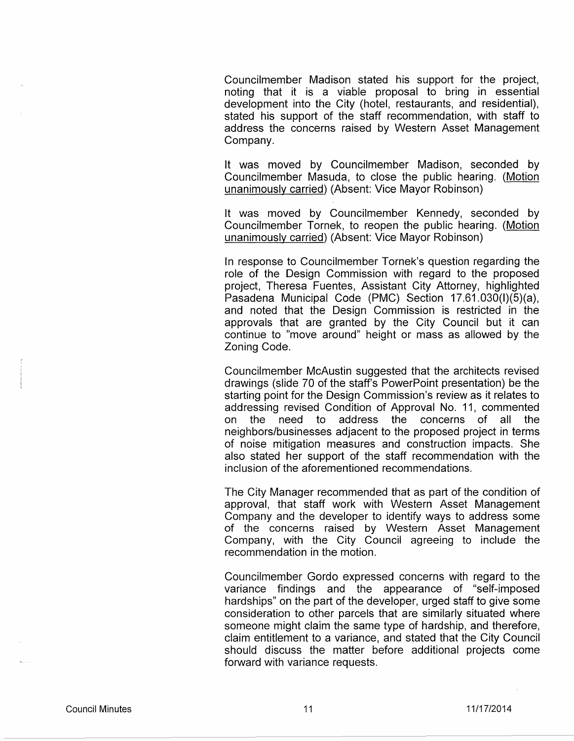Councilmember Madison stated his support for the project, noting that it is a viable proposal to bring in essential development into the City (hotel, restaurants, and residential), stated his support of the staff recommendation, with staff to address the concerns raised by Western Asset Management Company.

It was moved by Councilmember Madison, seconded by Councilmember Masuda, to close the public hearing. (Motion unanimously carried) (Absent: Vice Mayor Robinson)

It was moved by Councilmember Kennedy, seconded by Councilmember Tornek, to reopen the public hearing. (Motion unanimously carried) (Absent: Vice Mayor Robinson)

In response to Councilmember Tornek's question regarding the role of the Design Commission with regard to the proposed project, Theresa Fuentes, Assistant City Attorney, highlighted Pasadena Municipal Code (PMC) Section 17.61.030(I)(5)(a), and noted that the Design Commission is restricted in the approvals that are granted by the City Council but it can continue to "move around" height or mass as allowed by the Zoning Code.

Councilmember McAustin suggested that the architects revised drawings (slide 70 of the staff's PowerPoint presentation) be the starting point for the Design Commission's review as it relates to addressing revised Condition of Approval No. 11, commented on the need to address the concerns of all the neighbors/businesses adjacent to the proposed project in terms of noise mitigation measures and construction impacts. She also stated her support of the staff recommendation with the inclusion of the aforementioned recommendations.

The City Manager recommended that as part of the condition of approval, that staff work with Western Asset Management Company and the developer to identify ways to address some of the concerns raised by Western Asset Management Company, with the City Council agreeing to include the recommendation in the motion.

Councilmember Gordo expressed concerns with regard to the variance findings and the appearance of "self-imposed hardships" on the part of the developer, urged staff to give some consideration to other parcels that are similarly situated where someone might claim the same type of hardship, and therefore, claim entitlement to a variance, and stated that the City Council should discuss the matter before additional projects come forward with variance requests.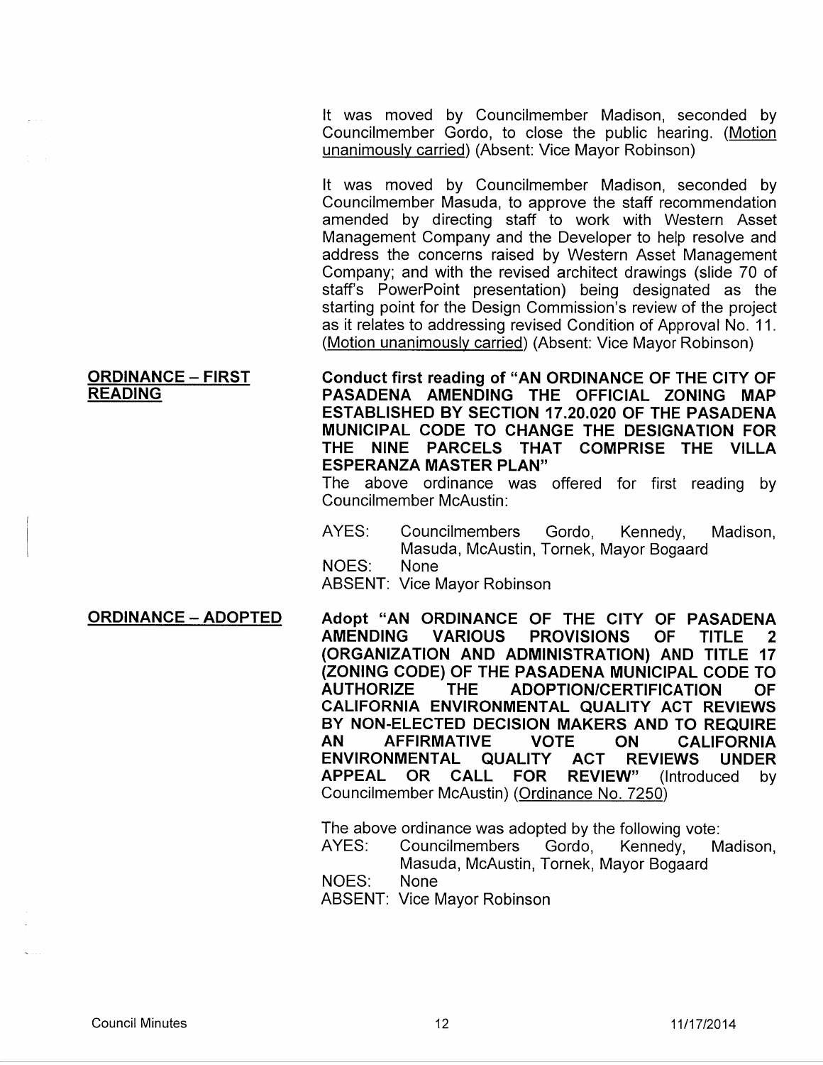It was moved by Councilmember Madison, seconded by Councilmember Gordo, to close the public hearing. (Motion unanimously carried) (Absent: Vice Mayor Robinson)

It was moved by Councilmember Madison, seconded by Councilmember Masuda, to approve the staff recommendation amended by directing staff to work with Western Asset Management Company and the Developer to help resolve and address the concerns raised by Western Asset Management Company; and with the revised architect drawings (slide 70 of staff's PowerPoint presentation) being designated as the starting point for the Design Commission's review of the project as it relates to addressing revised Condition of Approval No. 11. (Motion unanimously carried) (Absent: Vice Mayor Robinson)

**ORDINANCE – FIRST READING**

**Conduct first reading of "AN ORDINANCE OF THE CITY OF PASADENA AMENDING THE OFFICIAL ZONING MAP ESTABLISHED BY SECTION 17.20.020 OF THE PASADENA MUNICIPAL CODE TO CHANGE THE DESIGNATION FOR THE NINE PARCELS THAT COMPRISE THE VILLA ESPERANZA MASTER PLAN"**

The above ordinance was offered for first reading by Councilmember McAustin:

AYES: Councilmembers Gordo, Kennedy, Madison, Masuda, McAustin, Tornek, Mayor Bogaard
NOES: None
ABSENT: Vice Mayor Robinson

**ORDINANCE – ADOPTED**

**Adopt "AN ORDINANCE OF THE CITY OF PASADENA AMENDING VARIOUS PROVISIONS OF TITLE 2 (ORGANIZATION AND ADMINISTRATION) AND TITLE 17 (ZONING CODE) OF THE PASADENA MUNICIPAL CODE TO AUTHORIZE THE ADOPTION/CERTIFICATION OF CALIFORNIA ENVIRONMENTAL QUALITY ACT REVIEWS BY NON-ELECTED DECISION MAKERS AND TO REQUIRE AN AFFIRMATIVE VOTE ON CALIFORNIA ENVIRONMENTAL QUALITY ACT REVIEWS UNDER APPEAL OR CALL FOR REVIEW"** (Introduced by Councilmember McAustin) (Ordinance No. 7250)

The above ordinance was adopted by the following vote:

AYES: Councilmembers Gordo, Kennedy, Madison, Masuda, McAustin, Tornek, Mayor Bogaard
NOES: None
ABSENT: Vice Mayor Robinson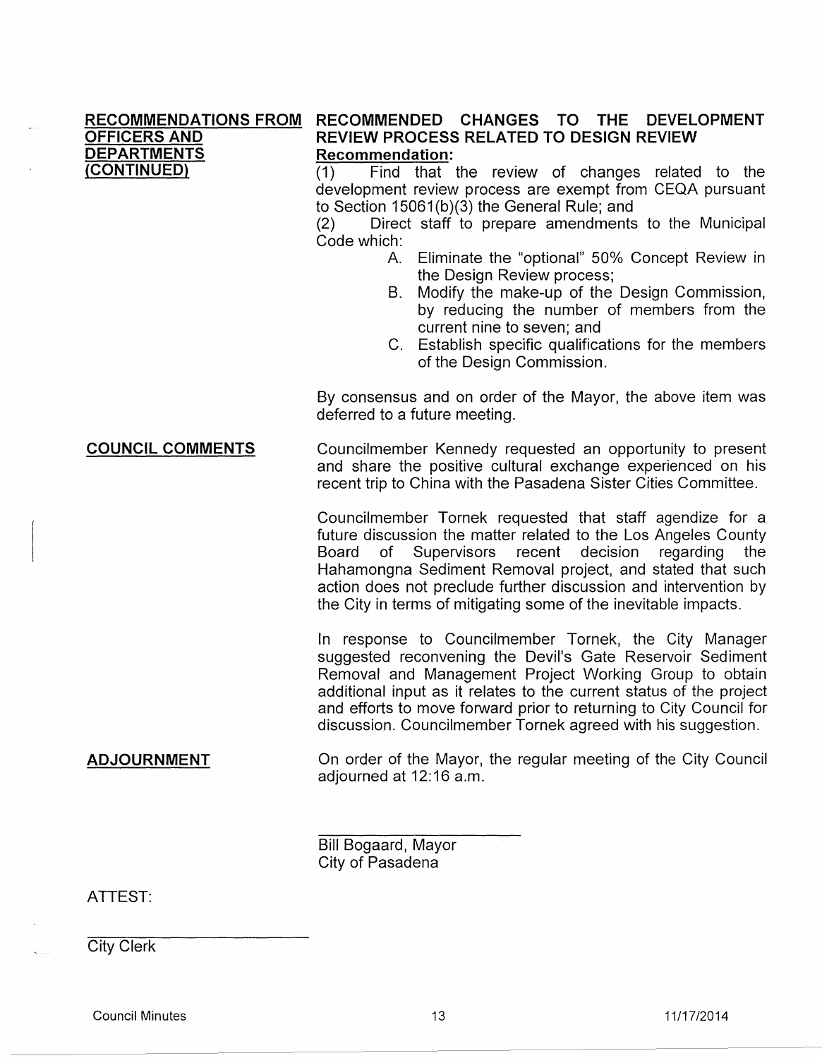**RECOMMENDATIONS FROM OFFICERS AND DEPARTMENTS (CONTINUED)**

**RECOMMENDED CHANGES TO THE DEVELOPMENT REVIEW PROCESS RELATED TO DESIGN REVIEW**

**Recommendation:**

(1) Find that the review of changes related to the development review process are exempt from CEQA pursuant to Section 15061(b)(3) the General Rule; and

(2) Direct staff to prepare amendments to the Municipal Code which:

A. Eliminate the "optional" 50% Concept Review in the Design Review process;
B. Modify the make-up of the Design Commission, by reducing the number of members from the current nine to seven; and
C. Establish specific qualifications for the members of the Design Commission.

By consensus and on order of the Mayor, the above item was deferred to a future meeting.

**COUNCIL COMMENTS**

Councilmember Kennedy requested an opportunity to present and share the positive cultural exchange experienced on his recent trip to China with the Pasadena Sister Cities Committee.

Councilmember Tornek requested that staff agendize for a future discussion the matter related to the Los Angeles County Board of Supervisors recent decision regarding the Hahamongna Sediment Removal project, and stated that such action does not preclude further discussion and intervention by the City in terms of mitigating some of the inevitable impacts.

In response to Councilmember Tornek, the City Manager suggested reconvening the Devil's Gate Reservoir Sediment Removal and Management Project Working Group to obtain additional input as it relates to the current status of the project and efforts to move forward prior to returning to City Council for discussion. Councilmember Tornek agreed with his suggestion.

**ADJOURNMENT**

On order of the Mayor, the regular meeting of the City Council adjourned at 12:16 a.m.

\_\_\_\_\_\_\_\_\_\_\_\_\_\_\_\_\_\_\_\_\_\_\_\_
Bill Bogaard, Mayor
City of Pasadena

ATTEST:

\_\_\_\_\_\_\_\_\_\_\_\_\_\_\_\_\_\_\_\_\_\_\_\_
City Clerk